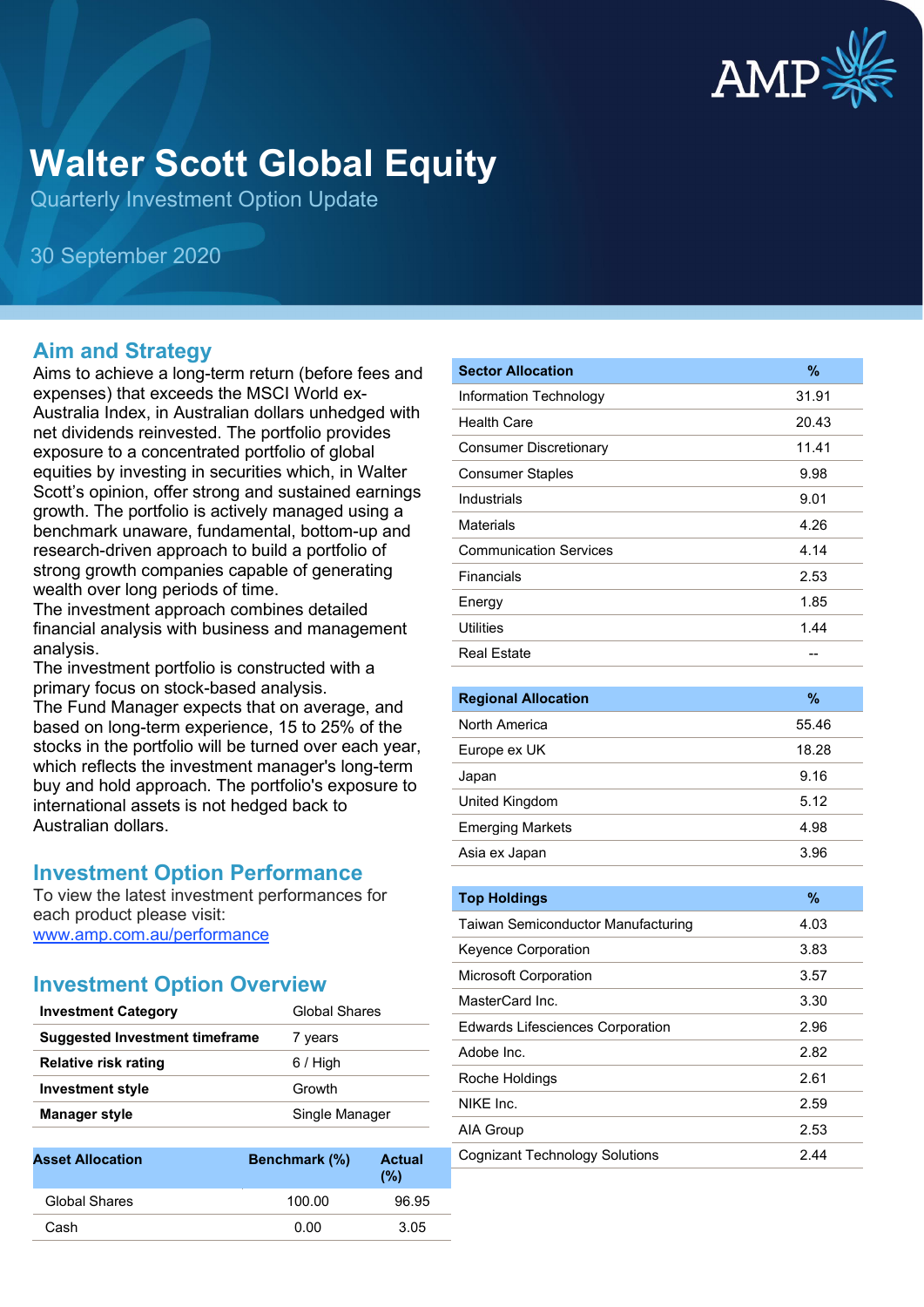# Walter Scott Global Equity

Quarterly Investment Option Update

30 September 2020

## Aim and Strategy

Aims to achieve a long-term return (before fees and expenses) that exceeds the MSCI World ex-Australia Index, in Australian dollars unhedged with net dividends reinvested. The portfolio provides exposure to a concentrated portfolio of global equities by investing in securities which, in Walter Scott's opinion, offer strong and sustained earnings growth. The portfolio is actively managed using a benchmark unaware, fundamental, bottom-up and research-driven approach to build a portfolio of strong growth companies capable of generating wealth over long periods of time.
The investment approach combines detailed financial analysis with business and management analysis.
The investment portfolio is constructed with a primary focus on stock-based analysis.
The Fund Manager expects that on average, and based on long-term experience, 15 to 25% of the stocks in the portfolio will be turned over each year, which reflects the investment manager's long-term buy and hold approach. The portfolio's exposure to international assets is not hedged back to Australian dollars.

## Investment Option Performance

To view the latest investment performances for each product please visit:
[www.amp.com.au/performance](www.amp.com.au/performance)

## Investment Option Overview

| | |
|---|---|
| **Investment Category** | Global Shares |
| **Suggested Investment timeframe** | 7 years |
| **Relative risk rating** | 6 / High |
| **Investment style** | Growth |
| **Manager style** | Single Manager |

| Asset Allocation | Benchmark (%) | Actual (%) |
|---|---|---|
| Global Shares | 100.00 | 96.95 |
| Cash | 0.00 | 3.05 |

| Sector Allocation | % |
|---|---|
| Information Technology | 31.91 |
| Health Care | 20.43 |
| Consumer Discretionary | 11.41 |
| Consumer Staples | 9.98 |
| Industrials | 9.01 |
| Materials | 4.26 |
| Communication Services | 4.14 |
| Financials | 2.53 |
| Energy | 1.85 |
| Utilities | 1.44 |
| Real Estate | -- |

| Regional Allocation | % |
|---|---|
| North America | 55.46 |
| Europe ex UK | 18.28 |
| Japan | 9.16 |
| United Kingdom | 5.12 |
| Emerging Markets | 4.98 |
| Asia ex Japan | 3.96 |

| Top Holdings | % |
|---|---|
| Taiwan Semiconductor Manufacturing | 4.03 |
| Keyence Corporation | 3.83 |
| Microsoft Corporation | 3.57 |
| MasterCard Inc. | 3.30 |
| Edwards Lifesciences Corporation | 2.96 |
| Adobe Inc. | 2.82 |
| Roche Holdings | 2.61 |
| NIKE Inc. | 2.59 |
| AIA Group | 2.53 |
| Cognizant Technology Solutions | 2.44 |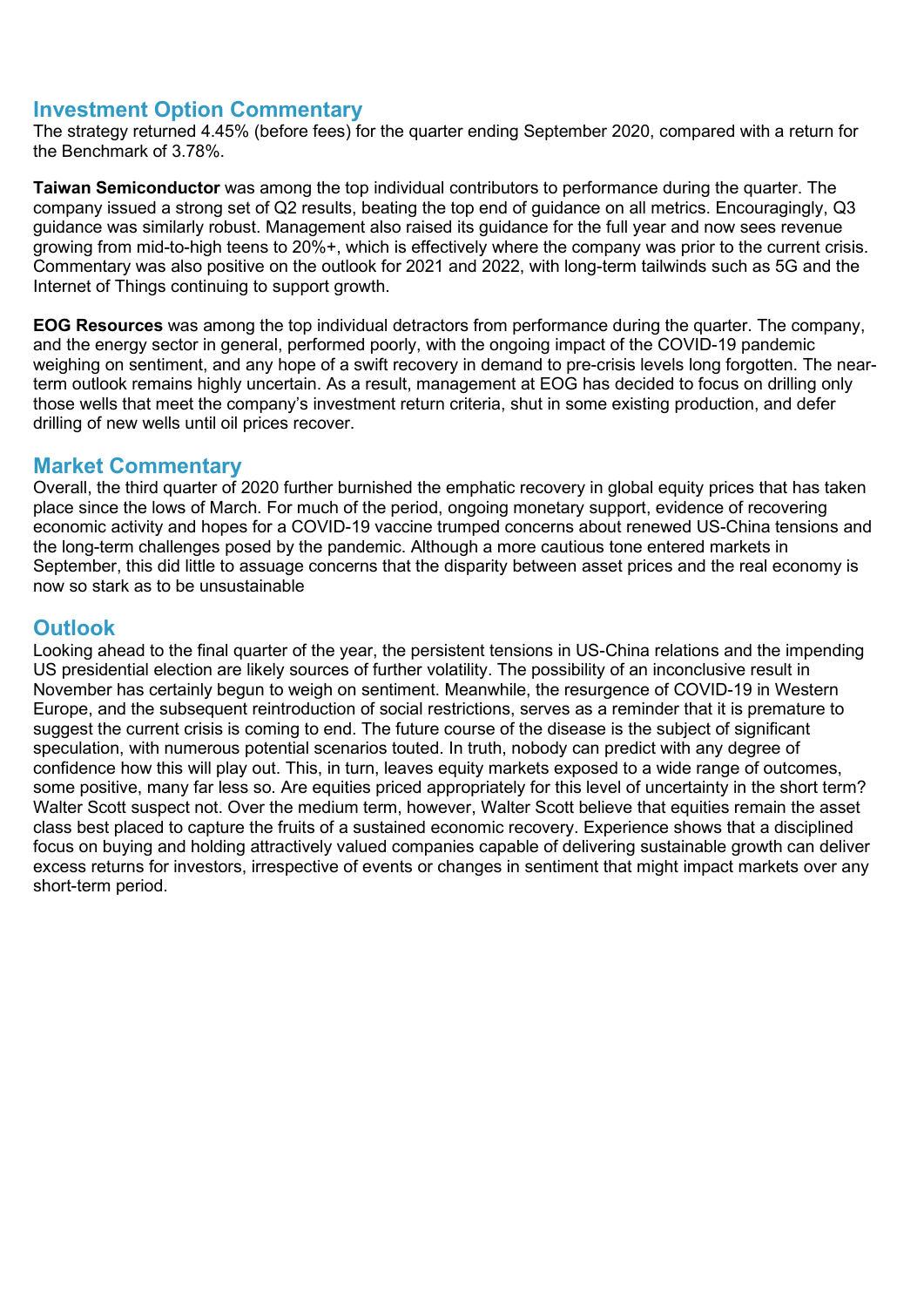## Investment Option Commentary

The strategy returned 4.45% (before fees) for the quarter ending September 2020, compared with a return for the Benchmark of 3.78%.

**Taiwan Semiconductor** was among the top individual contributors to performance during the quarter. The company issued a strong set of Q2 results, beating the top end of guidance on all metrics. Encouragingly, Q3 guidance was similarly robust. Management also raised its guidance for the full year and now sees revenue growing from mid-to-high teens to 20%+, which is effectively where the company was prior to the current crisis. Commentary was also positive on the outlook for 2021 and 2022, with long-term tailwinds such as 5G and the Internet of Things continuing to support growth.

**EOG Resources** was among the top individual detractors from performance during the quarter. The company, and the energy sector in general, performed poorly, with the ongoing impact of the COVID-19 pandemic weighing on sentiment, and any hope of a swift recovery in demand to pre-crisis levels long forgotten. The near-term outlook remains highly uncertain. As a result, management at EOG has decided to focus on drilling only those wells that meet the company's investment return criteria, shut in some existing production, and defer drilling of new wells until oil prices recover.

## Market Commentary

Overall, the third quarter of 2020 further burnished the emphatic recovery in global equity prices that has taken place since the lows of March. For much of the period, ongoing monetary support, evidence of recovering economic activity and hopes for a COVID-19 vaccine trumped concerns about renewed US-China tensions and the long-term challenges posed by the pandemic. Although a more cautious tone entered markets in September, this did little to assuage concerns that the disparity between asset prices and the real economy is now so stark as to be unsustainable

## Outlook

Looking ahead to the final quarter of the year, the persistent tensions in US-China relations and the impending US presidential election are likely sources of further volatility. The possibility of an inconclusive result in November has certainly begun to weigh on sentiment. Meanwhile, the resurgence of COVID-19 in Western Europe, and the subsequent reintroduction of social restrictions, serves as a reminder that it is premature to suggest the current crisis is coming to end. The future course of the disease is the subject of significant speculation, with numerous potential scenarios touted. In truth, nobody can predict with any degree of confidence how this will play out. This, in turn, leaves equity markets exposed to a wide range of outcomes, some positive, many far less so. Are equities priced appropriately for this level of uncertainty in the short term? Walter Scott suspect not. Over the medium term, however, Walter Scott believe that equities remain the asset class best placed to capture the fruits of a sustained economic recovery. Experience shows that a disciplined focus on buying and holding attractively valued companies capable of delivering sustainable growth can deliver excess returns for investors, irrespective of events or changes in sentiment that might impact markets over any short-term period.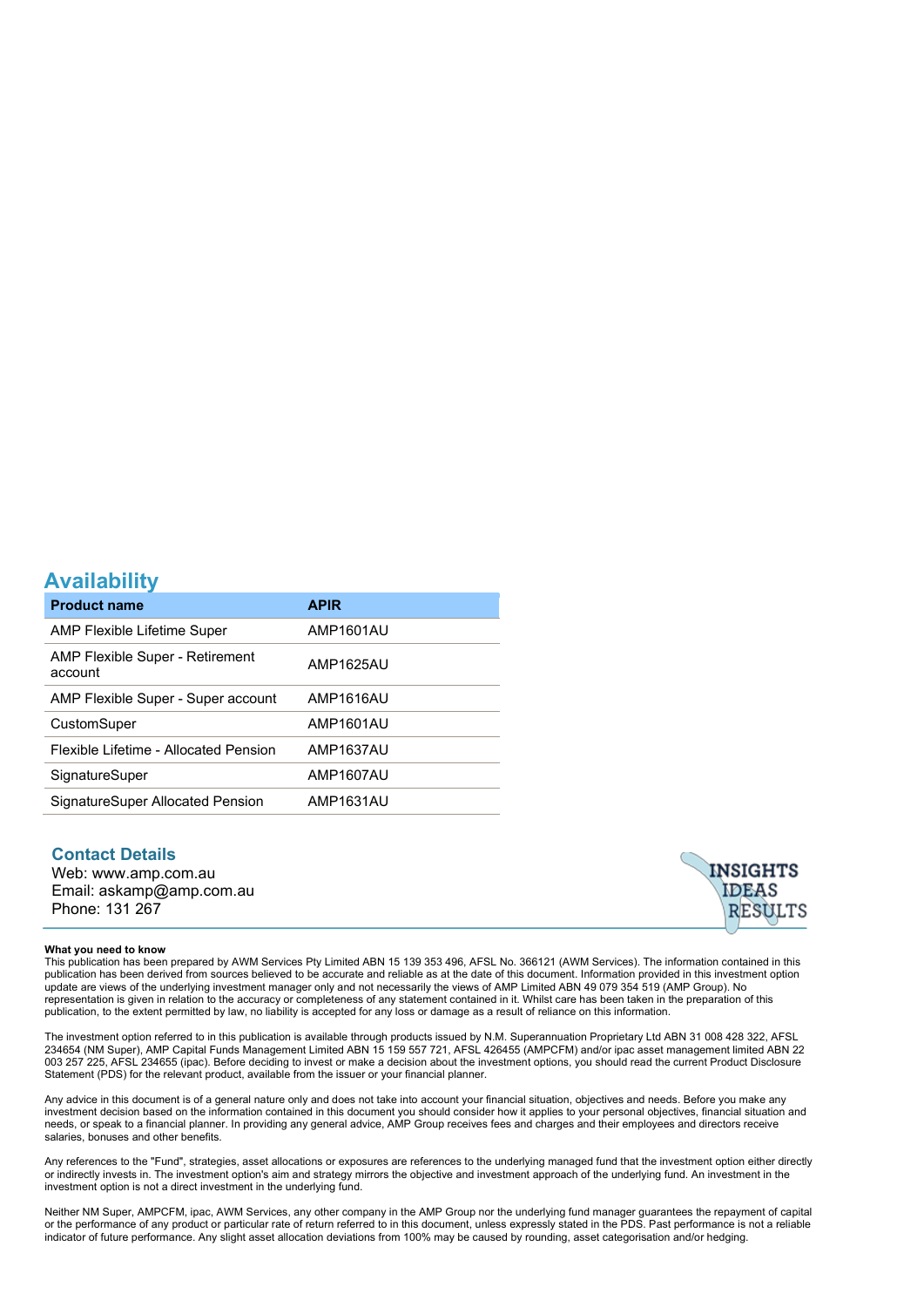## Availability

| Product name | APIR |
|---|---|
| AMP Flexible Lifetime Super | AMP1601AU |
| AMP Flexible Super - Retirement account | AMP1625AU |
| AMP Flexible Super - Super account | AMP1616AU |
| CustomSuper | AMP1601AU |
| Flexible Lifetime - Allocated Pension | AMP1637AU |
| SignatureSuper | AMP1607AU |
| SignatureSuper Allocated Pension | AMP1631AU |

### Contact Details

Web: www.amp.com.au
Email: askamp@amp.com.au
Phone: 131 267

INSIGHTS
IDEAS
RESULTS

**What you need to know**

This publication has been prepared by AWM Services Pty Limited ABN 15 139 353 496, AFSL No. 366121 (AWM Services). The information contained in this publication has been derived from sources believed to be accurate and reliable as at the date of this document. Information provided in this investment option update are views of the underlying investment manager only and not necessarily the views of AMP Limited ABN 49 079 354 519 (AMP Group). No representation is given in relation to the accuracy or completeness of any statement contained in it. Whilst care has been taken in the preparation of this publication, to the extent permitted by law, no liability is accepted for any loss or damage as a result of reliance on this information.

The investment option referred to in this publication is available through products issued by N.M. Superannuation Proprietary Ltd ABN 31 008 428 322, AFSL 234654 (NM Super), AMP Capital Funds Management Limited ABN 15 159 557 721, AFSL 426455 (AMPCFM) and/or ipac asset management limited ABN 22 003 257 225, AFSL 234655 (ipac). Before deciding to invest or make a decision about the investment options, you should read the current Product Disclosure Statement (PDS) for the relevant product, available from the issuer or your financial planner.

Any advice in this document is of a general nature only and does not take into account your financial situation, objectives and needs. Before you make any investment decision based on the information contained in this document you should consider how it applies to your personal objectives, financial situation and needs, or speak to a financial planner. In providing any general advice, AMP Group receives fees and charges and their employees and directors receive salaries, bonuses and other benefits.

Any references to the "Fund", strategies, asset allocations or exposures are references to the underlying managed fund that the investment option either directly or indirectly invests in. The investment option's aim and strategy mirrors the objective and investment approach of the underlying fund. An investment in the investment option is not a direct investment in the underlying fund.

Neither NM Super, AMPCFM, ipac, AWM Services, any other company in the AMP Group nor the underlying fund manager guarantees the repayment of capital or the performance of any product or particular rate of return referred to in this document, unless expressly stated in the PDS. Past performance is not a reliable indicator of future performance. Any slight asset allocation deviations from 100% may be caused by rounding, asset categorisation and/or hedging.